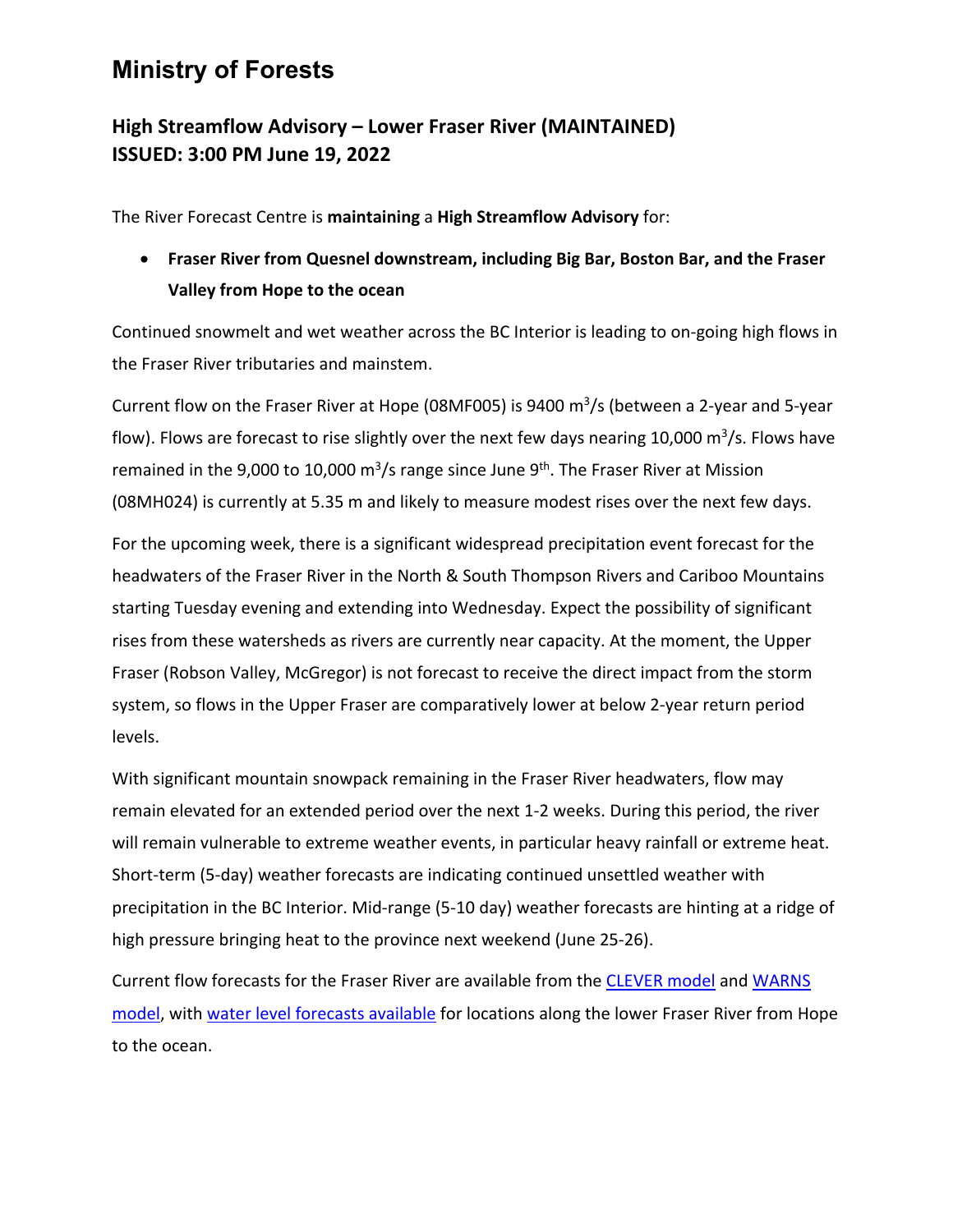# Ministry of Forests

## High Streamflow Advisory – Lower Fraser River (MAINTAINED)
## ISSUED: 3:00 PM June 19, 2022

The River Forecast Centre is **maintaining** a **High Streamflow Advisory** for:

- **Fraser River from Quesnel downstream, including Big Bar, Boston Bar, and the Fraser Valley from Hope to the ocean**

Continued snowmelt and wet weather across the BC Interior is leading to on-going high flows in the Fraser River tributaries and mainstem.

Current flow on the Fraser River at Hope (08MF005) is 9400 $m^3/s$ (between a 2-year and 5-year flow). Flows are forecast to rise slightly over the next few days nearing 10,000 $m^3/s$. Flows have remained in the 9,000 to 10,000 $m^3/s$ range since June 9th. The Fraser River at Mission (08MH024) is currently at 5.35 m and likely to measure modest rises over the next few days.

For the upcoming week, there is a significant widespread precipitation event forecast for the headwaters of the Fraser River in the North & South Thompson Rivers and Cariboo Mountains starting Tuesday evening and extending into Wednesday. Expect the possibility of significant rises from these watersheds as rivers are currently near capacity. At the moment, the Upper Fraser (Robson Valley, McGregor) is not forecast to receive the direct impact from the storm system, so flows in the Upper Fraser are comparatively lower at below 2-year return period levels.

With significant mountain snowpack remaining in the Fraser River headwaters, flow may remain elevated for an extended period over the next 1-2 weeks. During this period, the river will remain vulnerable to extreme weather events, in particular heavy rainfall or extreme heat. Short-term (5-day) weather forecasts are indicating continued unsettled weather with precipitation in the BC Interior. Mid-range (5-10 day) weather forecasts are hinting at a ridge of high pressure bringing heat to the province next weekend (June 25-26).

Current flow forecasts for the Fraser River are available from the CLEVER model and WARNS model, with water level forecasts available for locations along the lower Fraser River from Hope to the ocean.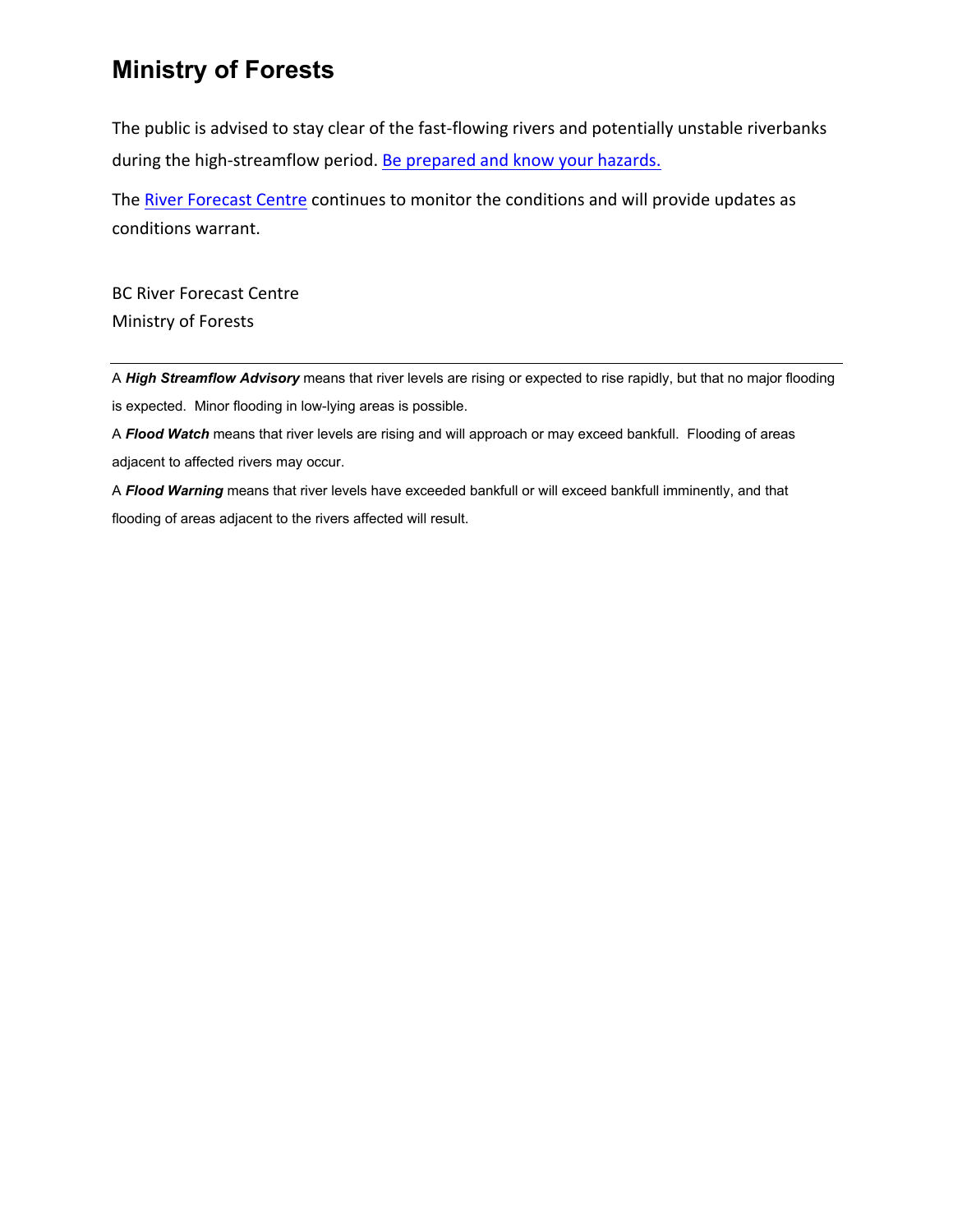# Ministry of Forests

The public is advised to stay clear of the fast-flowing rivers and potentially unstable riverbanks during the high-streamflow period. [Be prepared and know your hazards.]()

The [River Forecast Centre]() continues to monitor the conditions and will provide updates as conditions warrant.

BC River Forecast Centre
Ministry of Forests

---

A ***High Streamflow Advisory*** means that river levels are rising or expected to rise rapidly, but that no major flooding is expected. Minor flooding in low-lying areas is possible.

A ***Flood Watch*** means that river levels are rising and will approach or may exceed bankfull. Flooding of areas adjacent to affected rivers may occur.

A ***Flood Warning*** means that river levels have exceeded bankfull or will exceed bankfull imminently, and that flooding of areas adjacent to the rivers affected will result.